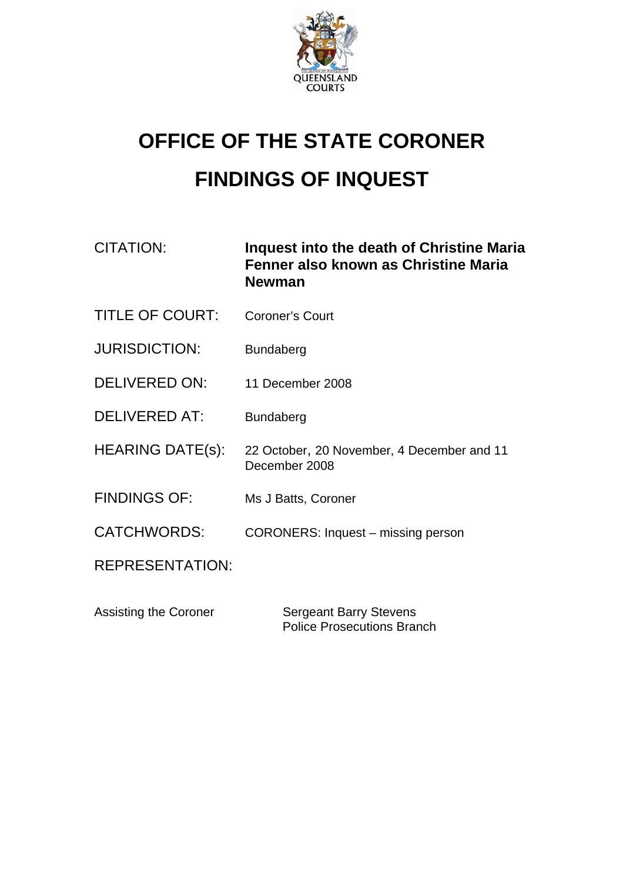QUEENSLAND COURTS

# OFFICE OF THE STATE CORONER

# FINDINGS OF INQUEST

| | |
|---|---|
| CITATION: | **Inquest into the death of Christine Maria Fenner also known as Christine Maria Newman** |
| TITLE OF COURT: | Coroner's Court |
| JURISDICTION: | Bundaberg |
| DELIVERED ON: | 11 December 2008 |
| DELIVERED AT: | Bundaberg |
| HEARING DATE(s): | 22 October, 20 November, 4 December and 11 December 2008 |
| FINDINGS OF: | Ms J Batts, Coroner |
| CATCHWORDS: | CORONERS: Inquest – missing person |
| REPRESENTATION: | |

| | |
|---|---|
| Assisting the Coroner | Sergeant Barry Stevens<br>Police Prosecutions Branch |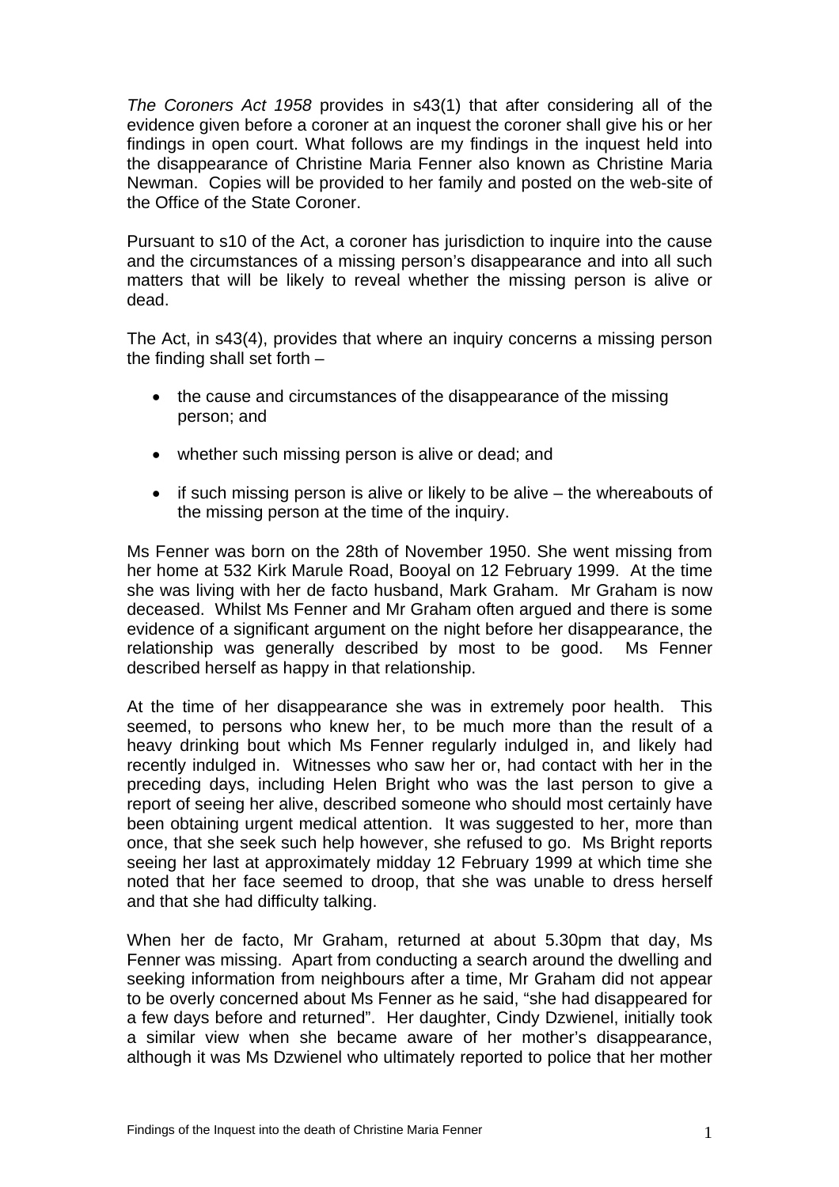*The Coroners Act 1958* provides in s43(1) that after considering all of the evidence given before a coroner at an inquest the coroner shall give his or her findings in open court. What follows are my findings in the inquest held into the disappearance of Christine Maria Fenner also known as Christine Maria Newman. Copies will be provided to her family and posted on the web-site of the Office of the State Coroner.

Pursuant to s10 of the Act, a coroner has jurisdiction to inquire into the cause and the circumstances of a missing person's disappearance and into all such matters that will be likely to reveal whether the missing person is alive or dead.

The Act, in s43(4), provides that where an inquiry concerns a missing person the finding shall set forth –

- the cause and circumstances of the disappearance of the missing person; and
- whether such missing person is alive or dead; and
- if such missing person is alive or likely to be alive – the whereabouts of the missing person at the time of the inquiry.

Ms Fenner was born on the 28th of November 1950. She went missing from her home at 532 Kirk Marule Road, Booyal on 12 February 1999. At the time she was living with her de facto husband, Mark Graham. Mr Graham is now deceased. Whilst Ms Fenner and Mr Graham often argued and there is some evidence of a significant argument on the night before her disappearance, the relationship was generally described by most to be good. Ms Fenner described herself as happy in that relationship.

At the time of her disappearance she was in extremely poor health. This seemed, to persons who knew her, to be much more than the result of a heavy drinking bout which Ms Fenner regularly indulged in, and likely had recently indulged in. Witnesses who saw her or, had contact with her in the preceding days, including Helen Bright who was the last person to give a report of seeing her alive, described someone who should most certainly have been obtaining urgent medical attention. It was suggested to her, more than once, that she seek such help however, she refused to go. Ms Bright reports seeing her last at approximately midday 12 February 1999 at which time she noted that her face seemed to droop, that she was unable to dress herself and that she had difficulty talking.

When her de facto, Mr Graham, returned at about 5.30pm that day, Ms Fenner was missing. Apart from conducting a search around the dwelling and seeking information from neighbours after a time, Mr Graham did not appear to be overly concerned about Ms Fenner as he said, "she had disappeared for a few days before and returned". Her daughter, Cindy Dzwienel, initially took a similar view when she became aware of her mother's disappearance, although it was Ms Dzwienel who ultimately reported to police that her mother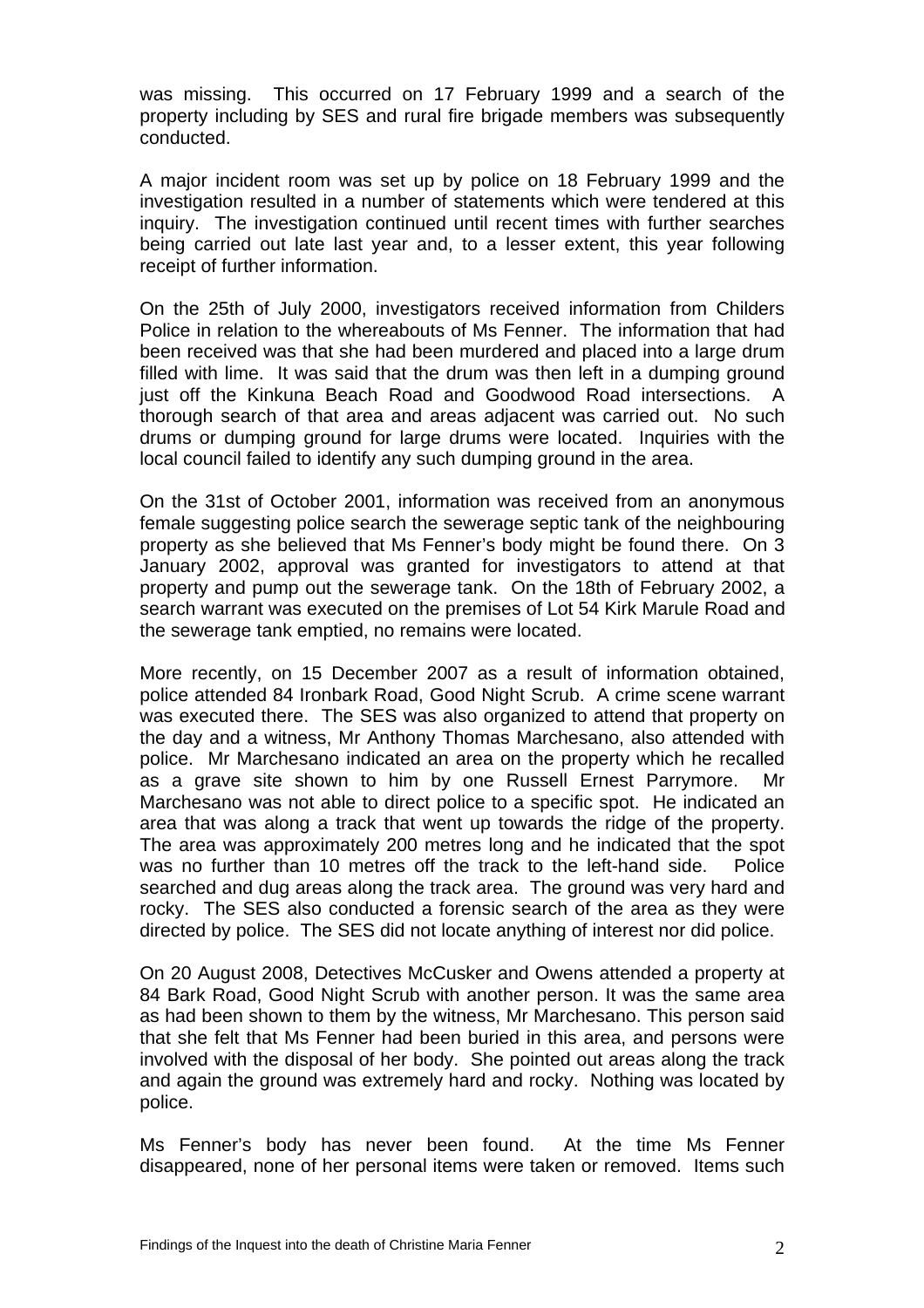was missing. This occurred on 17 February 1999 and a search of the property including by SES and rural fire brigade members was subsequently conducted.

A major incident room was set up by police on 18 February 1999 and the investigation resulted in a number of statements which were tendered at this inquiry. The investigation continued until recent times with further searches being carried out late last year and, to a lesser extent, this year following receipt of further information.

On the 25th of July 2000, investigators received information from Childers Police in relation to the whereabouts of Ms Fenner. The information that had been received was that she had been murdered and placed into a large drum filled with lime. It was said that the drum was then left in a dumping ground just off the Kinkuna Beach Road and Goodwood Road intersections. A thorough search of that area and areas adjacent was carried out. No such drums or dumping ground for large drums were located. Inquiries with the local council failed to identify any such dumping ground in the area.

On the 31st of October 2001, information was received from an anonymous female suggesting police search the sewerage septic tank of the neighbouring property as she believed that Ms Fenner's body might be found there. On 3 January 2002, approval was granted for investigators to attend at that property and pump out the sewerage tank. On the 18th of February 2002, a search warrant was executed on the premises of Lot 54 Kirk Marule Road and the sewerage tank emptied, no remains were located.

More recently, on 15 December 2007 as a result of information obtained, police attended 84 Ironbark Road, Good Night Scrub. A crime scene warrant was executed there. The SES was also organized to attend that property on the day and a witness, Mr Anthony Thomas Marchesano, also attended with police. Mr Marchesano indicated an area on the property which he recalled as a grave site shown to him by one Russell Ernest Parrymore. Mr Marchesano was not able to direct police to a specific spot. He indicated an area that was along a track that went up towards the ridge of the property. The area was approximately 200 metres long and he indicated that the spot was no further than 10 metres off the track to the left-hand side. Police searched and dug areas along the track area. The ground was very hard and rocky. The SES also conducted a forensic search of the area as they were directed by police. The SES did not locate anything of interest nor did police.

On 20 August 2008, Detectives McCusker and Owens attended a property at 84 Bark Road, Good Night Scrub with another person. It was the same area as had been shown to them by the witness, Mr Marchesano. This person said that she felt that Ms Fenner had been buried in this area, and persons were involved with the disposal of her body. She pointed out areas along the track and again the ground was extremely hard and rocky. Nothing was located by police.

Ms Fenner's body has never been found. At the time Ms Fenner disappeared, none of her personal items were taken or removed. Items such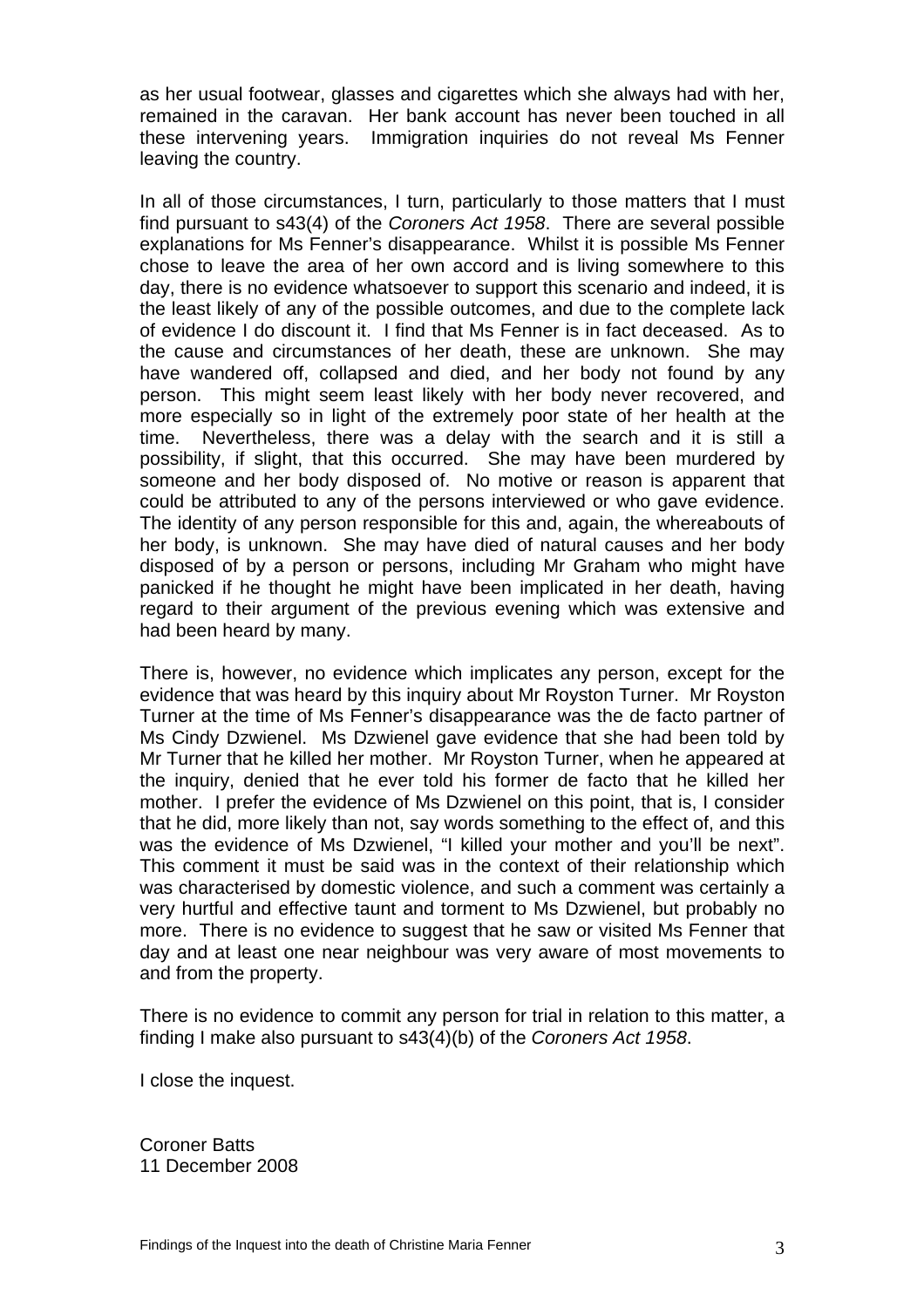as her usual footwear, glasses and cigarettes which she always had with her, remained in the caravan. Her bank account has never been touched in all these intervening years. Immigration inquiries do not reveal Ms Fenner leaving the country.

In all of those circumstances, I turn, particularly to those matters that I must find pursuant to s43(4) of the *Coroners Act 1958*. There are several possible explanations for Ms Fenner's disappearance. Whilst it is possible Ms Fenner chose to leave the area of her own accord and is living somewhere to this day, there is no evidence whatsoever to support this scenario and indeed, it is the least likely of any of the possible outcomes, and due to the complete lack of evidence I do discount it. I find that Ms Fenner is in fact deceased. As to the cause and circumstances of her death, these are unknown. She may have wandered off, collapsed and died, and her body not found by any person. This might seem least likely with her body never recovered, and more especially so in light of the extremely poor state of her health at the time. Nevertheless, there was a delay with the search and it is still a possibility, if slight, that this occurred. She may have been murdered by someone and her body disposed of. No motive or reason is apparent that could be attributed to any of the persons interviewed or who gave evidence. The identity of any person responsible for this and, again, the whereabouts of her body, is unknown. She may have died of natural causes and her body disposed of by a person or persons, including Mr Graham who might have panicked if he thought he might have been implicated in her death, having regard to their argument of the previous evening which was extensive and had been heard by many.

There is, however, no evidence which implicates any person, except for the evidence that was heard by this inquiry about Mr Royston Turner. Mr Royston Turner at the time of Ms Fenner's disappearance was the de facto partner of Ms Cindy Dzwienel. Ms Dzwienel gave evidence that she had been told by Mr Turner that he killed her mother. Mr Royston Turner, when he appeared at the inquiry, denied that he ever told his former de facto that he killed her mother. I prefer the evidence of Ms Dzwienel on this point, that is, I consider that he did, more likely than not, say words something to the effect of, and this was the evidence of Ms Dzwienel, "I killed your mother and you'll be next". This comment it must be said was in the context of their relationship which was characterised by domestic violence, and such a comment was certainly a very hurtful and effective taunt and torment to Ms Dzwienel, but probably no more. There is no evidence to suggest that he saw or visited Ms Fenner that day and at least one near neighbour was very aware of most movements to and from the property.

There is no evidence to commit any person for trial in relation to this matter, a finding I make also pursuant to s43(4)(b) of the *Coroners Act 1958*.

I close the inquest.

Coroner Batts
11 December 2008